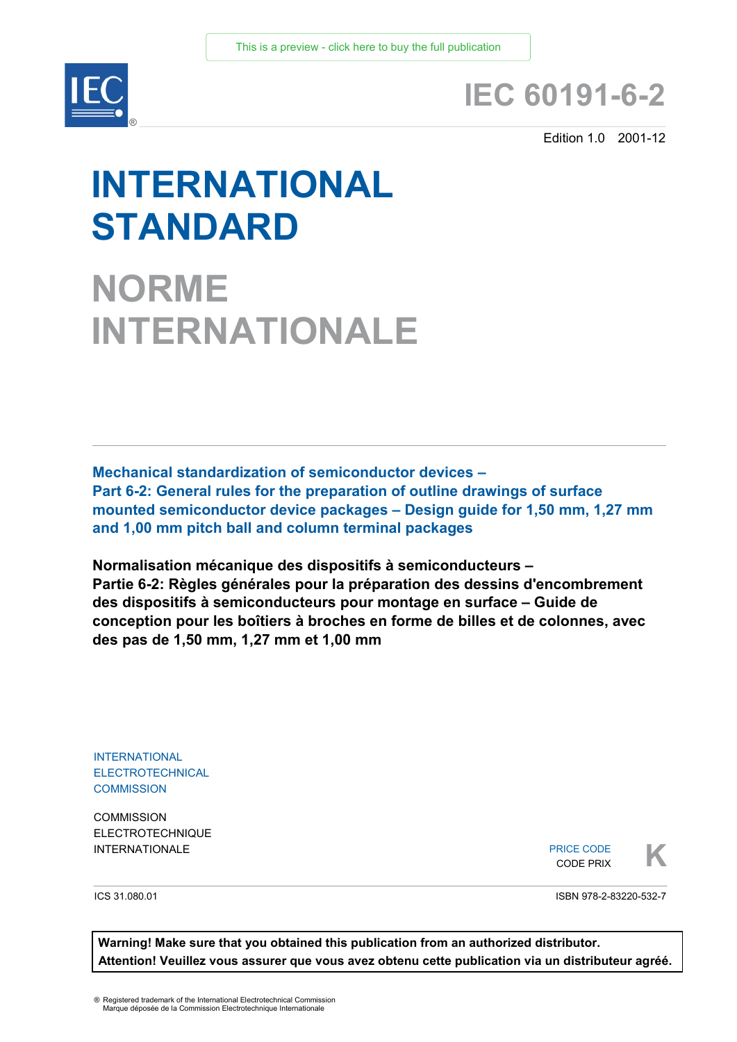This is a preview - click here to buy the full publication

# IEC 60191-6-2

Edition 1.0 2001-12

# INTERNATIONAL STANDARD

# NORME INTERNATIONALE

**Mechanical standardization of semiconductor devices –**
**Part 6-2: General rules for the preparation of outline drawings of surface mounted semiconductor device packages – Design guide for 1,50 mm, 1,27 mm and 1,00 mm pitch ball and column terminal packages**

**Normalisation mécanique des dispositifs à semiconducteurs –**
**Partie 6-2: Règles générales pour la préparation des dessins d'encombrement des dispositifs à semiconducteurs pour montage en surface – Guide de conception pour les boîtiers à broches en forme de billes et de colonnes, avec des pas de 1,50 mm, 1,27 mm et 1,00 mm**

INTERNATIONAL
ELECTROTECHNICAL
COMMISSION

COMMISSION
ELECTROTECHNIQUE
INTERNATIONALE

PRICE CODE
CODE PRIX **K**

ICS 31.080.01

ISBN 978-2-83220-532-7

**Warning! Make sure that you obtained this publication from an authorized distributor.**
**Attention! Veuillez vous assurer que vous avez obtenu cette publication via un distributeur agréé.**

® Registered trademark of the International Electrotechnical Commission
Marque déposée de la Commission Electrotechnique Internationale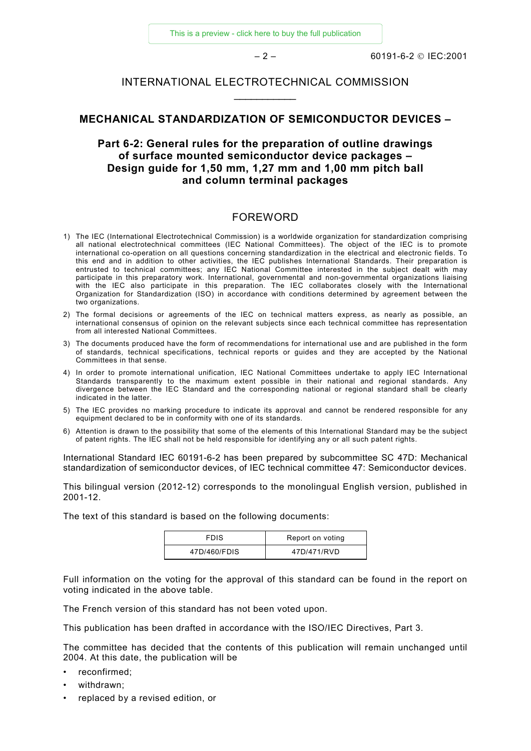# INTERNATIONAL ELECTROTECHNICAL COMMISSION

___________

## MECHANICAL STANDARDIZATION OF SEMICONDUCTOR DEVICES –

### Part 6-2: General rules for the preparation of outline drawings of surface mounted semiconductor device packages – Design guide for 1,50 mm, 1,27 mm and 1,00 mm pitch ball and column terminal packages

## FOREWORD

1) The IEC (International Electrotechnical Commission) is a worldwide organization for standardization comprising all national electrotechnical committees (IEC National Committees). The object of the IEC is to promote international co-operation on all questions concerning standardization in the electrical and electronic fields. To this end and in addition to other activities, the IEC publishes International Standards. Their preparation is entrusted to technical committees; any IEC National Committee interested in the subject dealt with may participate in this preparatory work. International, governmental and non-governmental organizations liaising with the IEC also participate in this preparation. The IEC collaborates closely with the International Organization for Standardization (ISO) in accordance with conditions determined by agreement between the two organizations.
2) The formal decisions or agreements of the IEC on technical matters express, as nearly as possible, an international consensus of opinion on the relevant subjects since each technical committee has representation from all interested National Committees.
3) The documents produced have the form of recommendations for international use and are published in the form of standards, technical specifications, technical reports or guides and they are accepted by the National Committees in that sense.
4) In order to promote international unification, IEC National Committees undertake to apply IEC International Standards transparently to the maximum extent possible in their national and regional standards. Any divergence between the IEC Standard and the corresponding national or regional standard shall be clearly indicated in the latter.
5) The IEC provides no marking procedure to indicate its approval and cannot be rendered responsible for any equipment declared to be in conformity with one of its standards.
6) Attention is drawn to the possibility that some of the elements of this International Standard may be the subject of patent rights. The IEC shall not be held responsible for identifying any or all such patent rights.

International Standard IEC 60191-6-2 has been prepared by subcommittee SC 47D: Mechanical standardization of semiconductor devices, of IEC technical committee 47: Semiconductor devices.

This bilingual version (2012-12) corresponds to the monolingual English version, published in 2001-12.

The text of this standard is based on the following documents:

| FDIS | Report on voting |
|---|---|
| 47D/460/FDIS | 47D/471/RVD |

Full information on the voting for the approval of this standard can be found in the report on voting indicated in the above table.

The French version of this standard has not been voted upon.

This publication has been drafted in accordance with the ISO/IEC Directives, Part 3.

The committee has decided that the contents of this publication will remain unchanged until 2004. At this date, the publication will be

- reconfirmed;
- withdrawn;
- replaced by a revised edition, or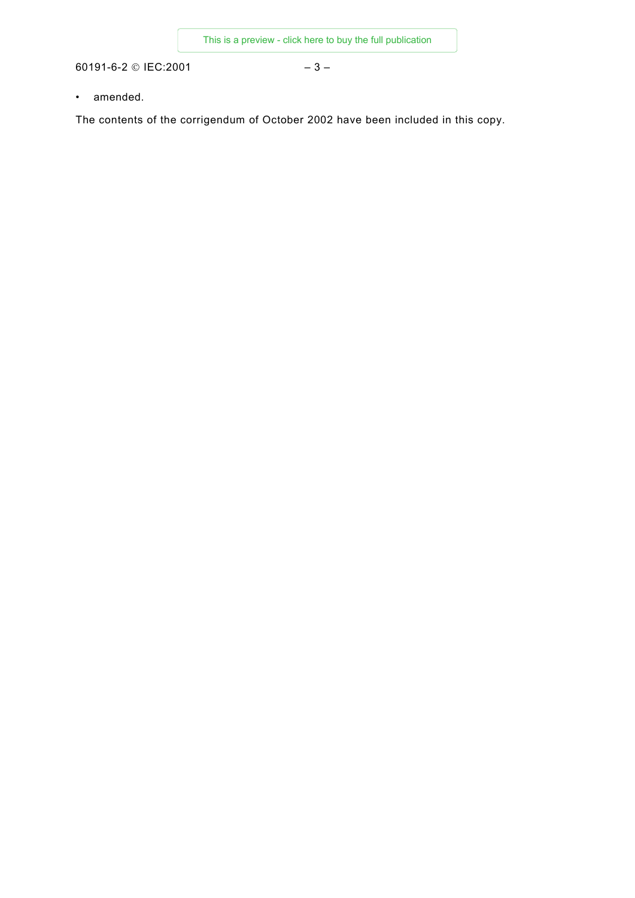- amended.

The contents of the corrigendum of October 2002 have been included in this copy.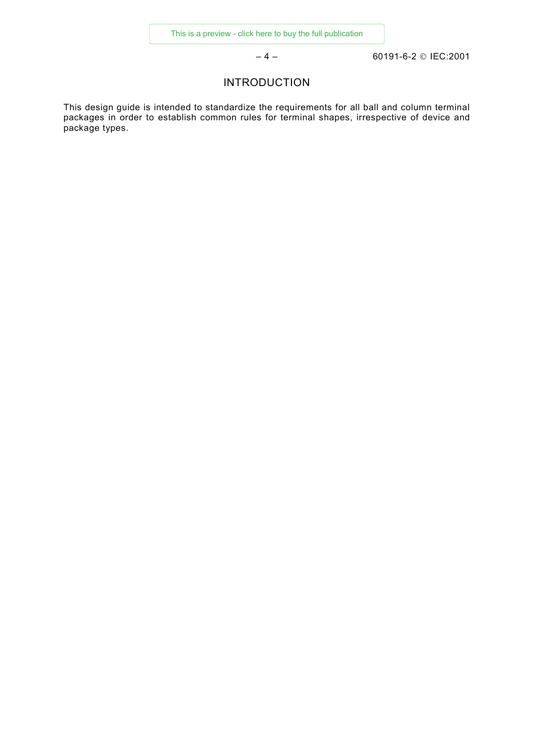# INTRODUCTION

This design guide is intended to standardize the requirements for all ball and column terminal packages in order to establish common rules for terminal shapes, irrespective of device and package types.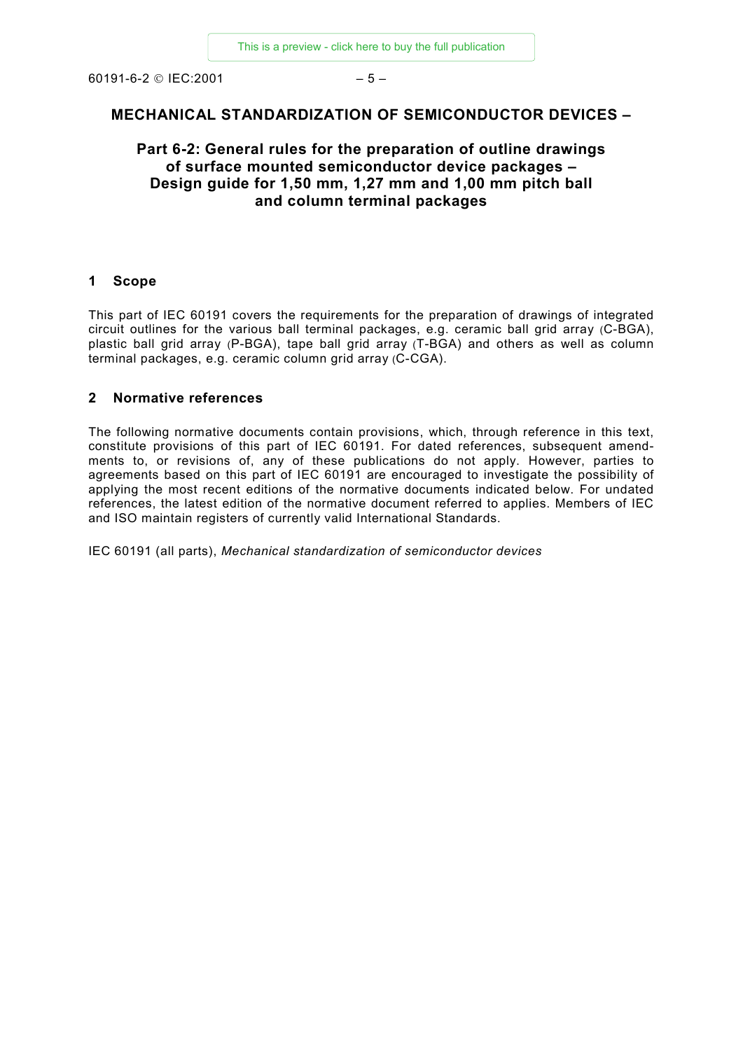# MECHANICAL STANDARDIZATION OF SEMICONDUCTOR DEVICES –

## Part 6-2: General rules for the preparation of outline drawings of surface mounted semiconductor device packages – Design guide for 1,50 mm, 1,27 mm and 1,00 mm pitch ball and column terminal packages

## 1 Scope

This part of IEC 60191 covers the requirements for the preparation of drawings of integrated circuit outlines for the various ball terminal packages, e.g. ceramic ball grid array (C-BGA), plastic ball grid array (P-BGA), tape ball grid array (T-BGA) and others as well as column terminal packages, e.g. ceramic column grid array (C-CGA).

## 2 Normative references

The following normative documents contain provisions, which, through reference in this text, constitute provisions of this part of IEC 60191. For dated references, subsequent amendments to, or revisions of, any of these publications do not apply. However, parties to agreements based on this part of IEC 60191 are encouraged to investigate the possibility of applying the most recent editions of the normative documents indicated below. For undated references, the latest edition of the normative document referred to applies. Members of IEC and ISO maintain registers of currently valid International Standards.

IEC 60191 (all parts), *Mechanical standardization of semiconductor devices*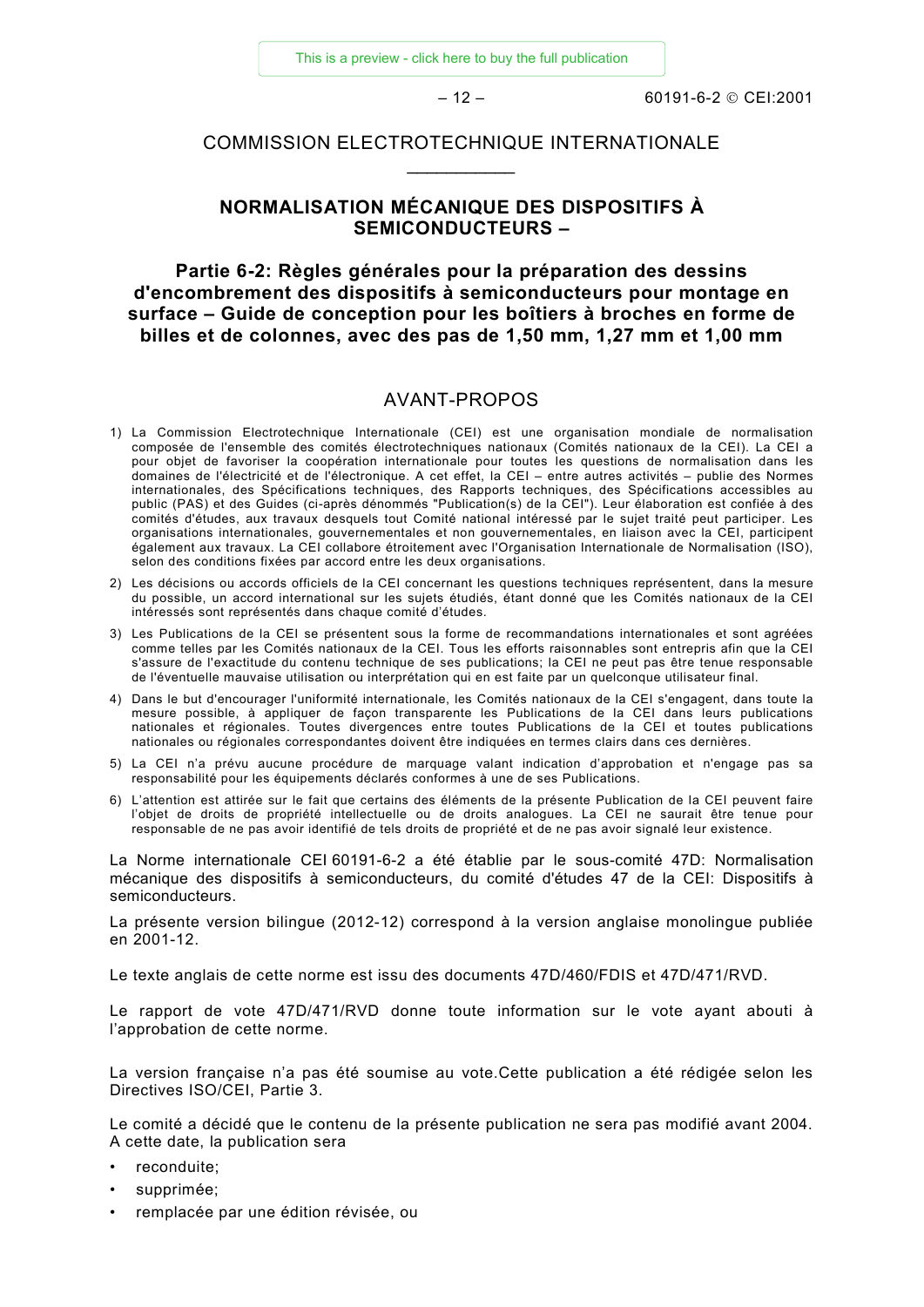COMMISSION ELECTROTECHNIQUE INTERNATIONALE

___________

# NORMALISATION MÉCANIQUE DES DISPOSITIFS À SEMICONDUCTEURS –

## Partie 6-2: Règles générales pour la préparation des dessins d'encombrement des dispositifs à semiconducteurs pour montage en surface – Guide de conception pour les boîtiers à broches en forme de billes et de colonnes, avec des pas de 1,50 mm, 1,27 mm et 1,00 mm

## AVANT-PROPOS

1) La Commission Electrotechnique Internationale (CEI) est une organisation mondiale de normalisation composée de l'ensemble des comités électrotechniques nationaux (Comités nationaux de la CEI). La CEI a pour objet de favoriser la coopération internationale pour toutes les questions de normalisation dans les domaines de l'électricité et de l'électronique. A cet effet, la CEI – entre autres activités – publie des Normes internationales, des Spécifications techniques, des Rapports techniques, des Spécifications accessibles au public (PAS) et des Guides (ci-après dénommés "Publication(s) de la CEI"). Leur élaboration est confiée à des comités d'études, aux travaux desquels tout Comité national intéressé par le sujet traité peut participer. Les organisations internationales, gouvernementales et non gouvernementales, en liaison avec la CEI, participent également aux travaux. La CEI collabore étroitement avec l'Organisation Internationale de Normalisation (ISO), selon des conditions fixées par accord entre les deux organisations.
2) Les décisions ou accords officiels de la CEI concernant les questions techniques représentent, dans la mesure du possible, un accord international sur les sujets étudiés, étant donné que les Comités nationaux de la CEI intéressés sont représentés dans chaque comité d'études.
3) Les Publications de la CEI se présentent sous la forme de recommandations internationales et sont agréées comme telles par les Comités nationaux de la CEI. Tous les efforts raisonnables sont entrepris afin que la CEI s'assure de l'exactitude du contenu technique de ses publications; la CEI ne peut pas être tenue responsable de l'éventuelle mauvaise utilisation ou interprétation qui en est faite par un quelconque utilisateur final.
4) Dans le but d'encourager l'uniformité internationale, les Comités nationaux de la CEI s'engagent, dans toute la mesure possible, à appliquer de façon transparente les Publications de la CEI dans leurs publications nationales et régionales. Toutes divergences entre toutes Publications de la CEI et toutes publications nationales ou régionales correspondantes doivent être indiquées en termes clairs dans ces dernières.
5) La CEI n'a prévu aucune procédure de marquage valant indication d'approbation et n'engage pas sa responsabilité pour les équipements déclarés conformes à une de ses Publications.
6) L'attention est attirée sur le fait que certains des éléments de la présente Publication de la CEI peuvent faire l'objet de droits de propriété intellectuelle ou de droits analogues. La CEI ne saurait être tenue pour responsable de ne pas avoir identifié de tels droits de propriété et de ne pas avoir signalé leur existence.

La Norme internationale CEI 60191-6-2 a été établie par le sous-comité 47D: Normalisation mécanique des dispositifs à semiconducteurs, du comité d'études 47 de la CEI: Dispositifs à semiconducteurs.

La présente version bilingue (2012-12) correspond à la version anglaise monolingue publiée en 2001-12.

Le texte anglais de cette norme est issu des documents 47D/460/FDIS et 47D/471/RVD.

Le rapport de vote 47D/471/RVD donne toute information sur le vote ayant abouti à l'approbation de cette norme.

La version française n'a pas été soumise au vote.Cette publication a été rédigée selon les Directives ISO/CEI, Partie 3.

Le comité a décidé que le contenu de la présente publication ne sera pas modifié avant 2004. A cette date, la publication sera

- reconduite;
- supprimée;
- remplacée par une édition révisée, ou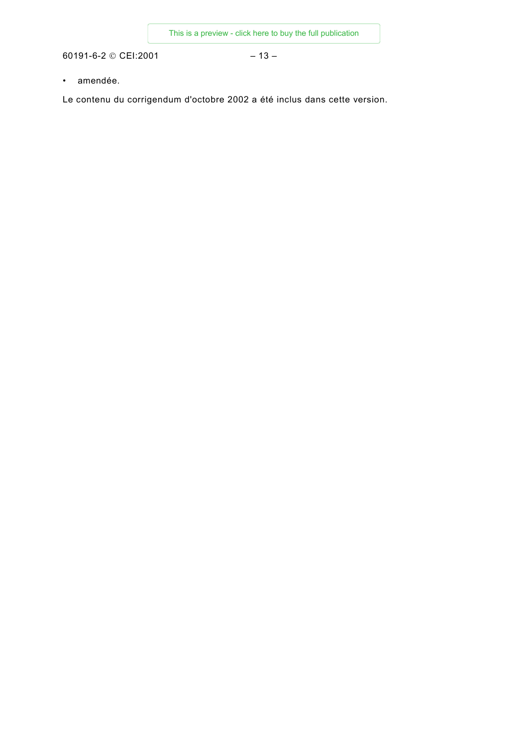- amendée.

Le contenu du corrigendum d'octobre 2002 a été inclus dans cette version.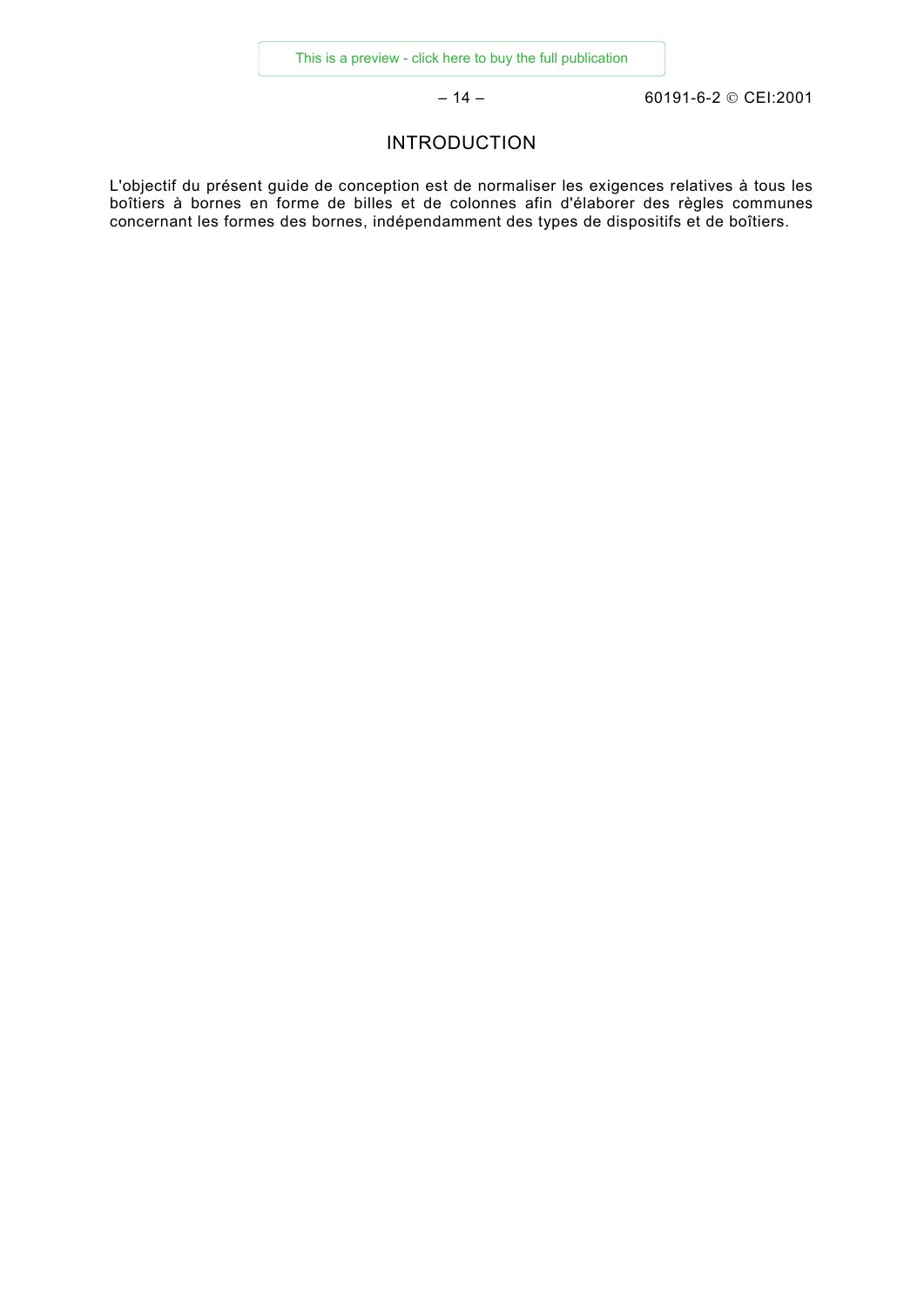# INTRODUCTION

L'objectif du présent guide de conception est de normaliser les exigences relatives à tous les boîtiers à bornes en forme de billes et de colonnes afin d'élaborer des règles communes concernant les formes des bornes, indépendamment des types de dispositifs et de boîtiers.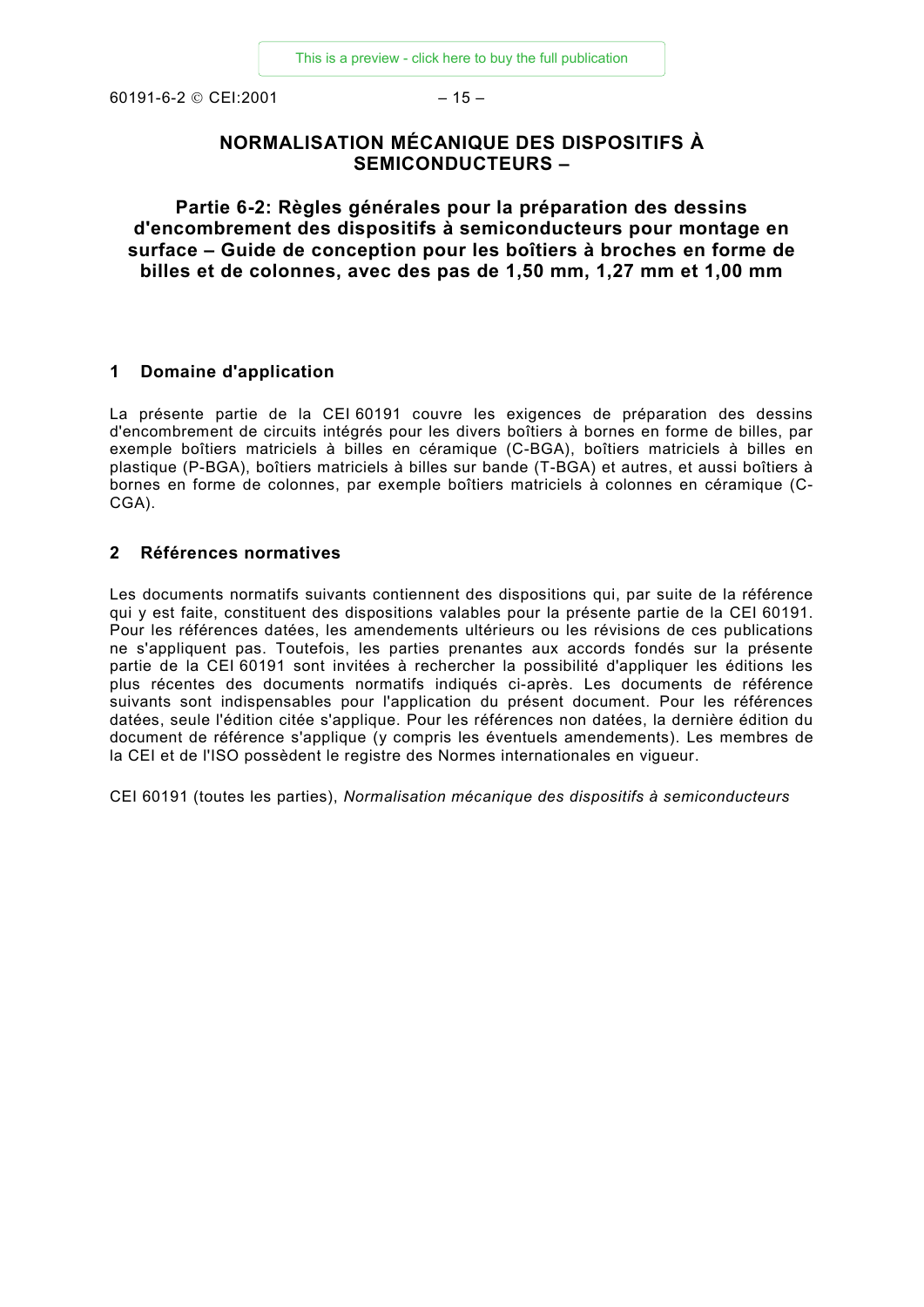# NORMALISATION MÉCANIQUE DES DISPOSITIFS À SEMICONDUCTEURS –

## Partie 6-2: Règles générales pour la préparation des dessins d'encombrement des dispositifs à semiconducteurs pour montage en surface – Guide de conception pour les boîtiers à broches en forme de billes et de colonnes, avec des pas de 1,50 mm, 1,27 mm et 1,00 mm

### 1 Domaine d'application

La présente partie de la CEI 60191 couvre les exigences de préparation des dessins d'encombrement de circuits intégrés pour les divers boîtiers à bornes en forme de billes, par exemple boîtiers matriciels à billes en céramique (C-BGA), boîtiers matriciels à billes en plastique (P-BGA), boîtiers matriciels à billes sur bande (T-BGA) et autres, et aussi boîtiers à bornes en forme de colonnes, par exemple boîtiers matriciels à colonnes en céramique (C-CGA).

### 2 Références normatives

Les documents normatifs suivants contiennent des dispositions qui, par suite de la référence qui y est faite, constituent des dispositions valables pour la présente partie de la CEI 60191. Pour les références datées, les amendements ultérieurs ou les révisions de ces publications ne s'appliquent pas. Toutefois, les parties prenantes aux accords fondés sur la présente partie de la CEI 60191 sont invitées à rechercher la possibilité d'appliquer les éditions les plus récentes des documents normatifs indiqués ci-après. Les documents de référence suivants sont indispensables pour l'application du présent document. Pour les références datées, seule l'édition citée s'applique. Pour les références non datées, la dernière édition du document de référence s'applique (y compris les éventuels amendements). Les membres de la CEI et de l'ISO possèdent le registre des Normes internationales en vigueur.

CEI 60191 (toutes les parties), *Normalisation mécanique des dispositifs à semiconducteurs*